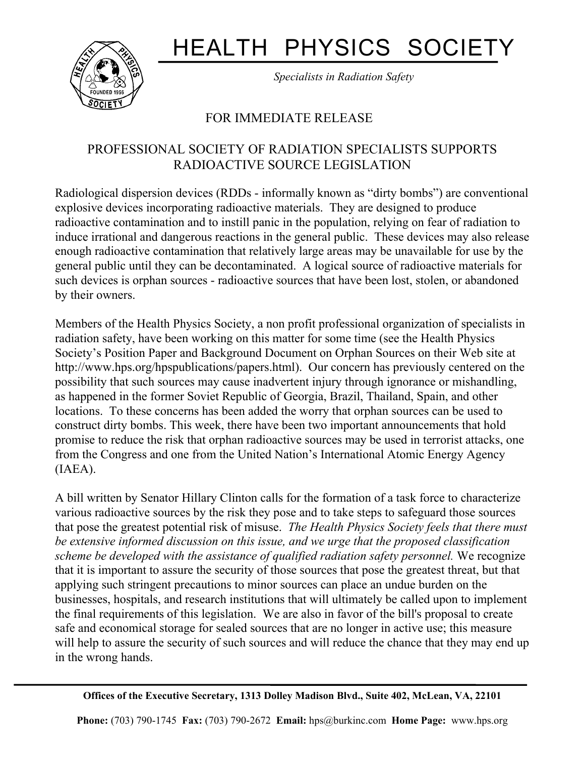# HEALTH PHYSICS SOCIETY

*Specialists in Radiation Safety*

FOR IMMEDIATE RELEASE

## PROFESSIONAL SOCIETY OF RADIATION SPECIALISTS SUPPORTS RADIOACTIVE SOURCE LEGISLATION

Radiological dispersion devices (RDDs - informally known as "dirty bombs") are conventional explosive devices incorporating radioactive materials. They are designed to produce radioactive contamination and to instill panic in the population, relying on fear of radiation to induce irrational and dangerous reactions in the general public. These devices may also release enough radioactive contamination that relatively large areas may be unavailable for use by the general public until they can be decontaminated. A logical source of radioactive materials for such devices is orphan sources - radioactive sources that have been lost, stolen, or abandoned by their owners.

Members of the Health Physics Society, a non profit professional organization of specialists in radiation safety, have been working on this matter for some time (see the Health Physics Society's Position Paper and Background Document on Orphan Sources on their Web site at http://www.hps.org/hpspublications/papers.html). Our concern has previously centered on the possibility that such sources may cause inadvertent injury through ignorance or mishandling, as happened in the former Soviet Republic of Georgia, Brazil, Thailand, Spain, and other locations. To these concerns has been added the worry that orphan sources can be used to construct dirty bombs. This week, there have been two important announcements that hold promise to reduce the risk that orphan radioactive sources may be used in terrorist attacks, one from the Congress and one from the United Nation's International Atomic Energy Agency (IAEA).

A bill written by Senator Hillary Clinton calls for the formation of a task force to characterize various radioactive sources by the risk they pose and to take steps to safeguard those sources that pose the greatest potential risk of misuse. *The Health Physics Society feels that there must be extensive informed discussion on this issue, and we urge that the proposed classification scheme be developed with the assistance of qualified radiation safety personnel.* We recognize that it is important to assure the security of those sources that pose the greatest threat, but that applying such stringent precautions to minor sources can place an undue burden on the businesses, hospitals, and research institutions that will ultimately be called upon to implement the final requirements of this legislation. We are also in favor of the bill's proposal to create safe and economical storage for sealed sources that are no longer in active use; this measure will help to assure the security of such sources and will reduce the chance that they may end up in the wrong hands.

**Offices of the Executive Secretary, 1313 Dolley Madison Blvd., Suite 402, McLean, VA, 22101**

**Phone:** (703) 790-1745 **Fax:** (703) 790-2672 **Email:** hps@burkinc.com **Home Page:** www.hps.org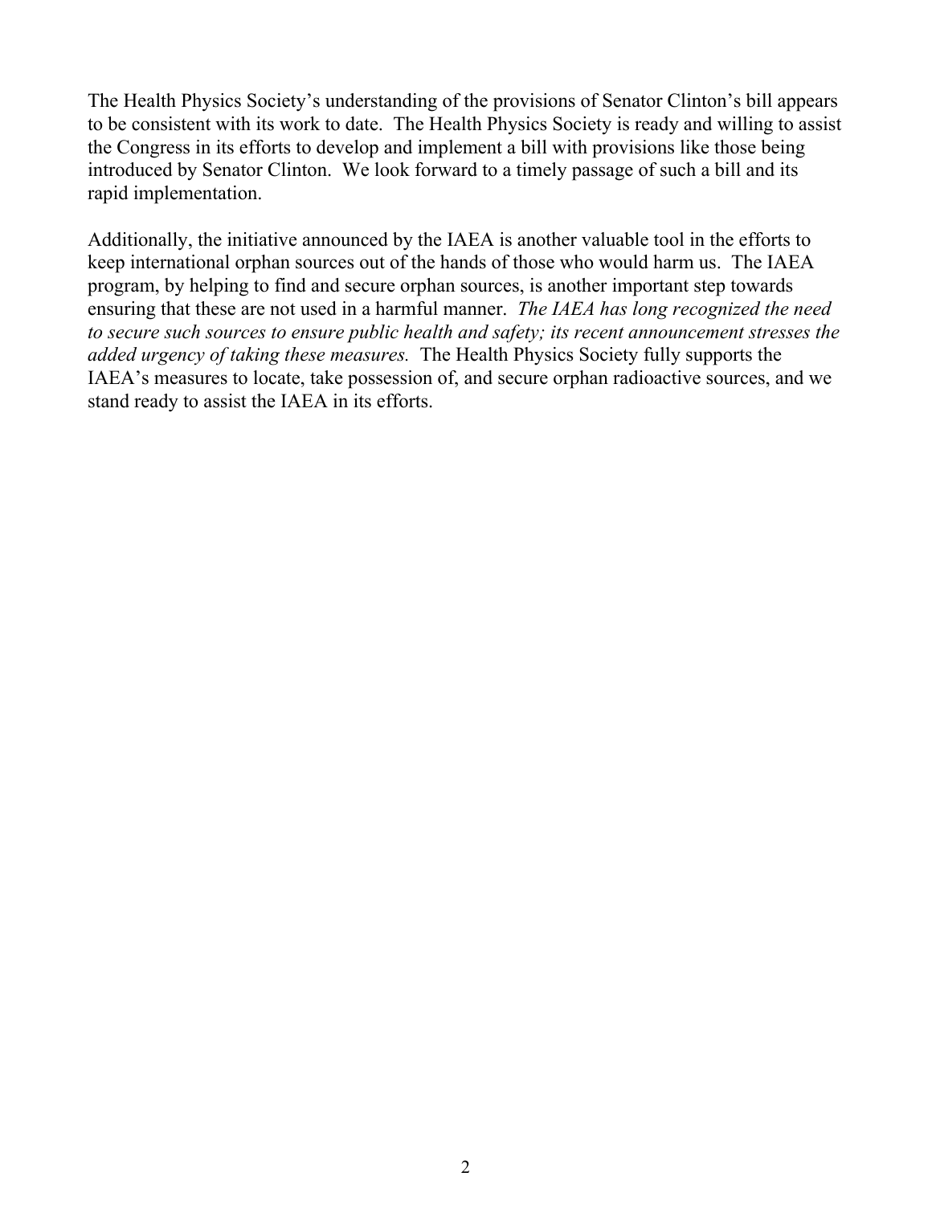The Health Physics Society's understanding of the provisions of Senator Clinton's bill appears to be consistent with its work to date. The Health Physics Society is ready and willing to assist the Congress in its efforts to develop and implement a bill with provisions like those being introduced by Senator Clinton. We look forward to a timely passage of such a bill and its rapid implementation.

Additionally, the initiative announced by the IAEA is another valuable tool in the efforts to keep international orphan sources out of the hands of those who would harm us. The IAEA program, by helping to find and secure orphan sources, is another important step towards ensuring that these are not used in a harmful manner. *The IAEA has long recognized the need to secure such sources to ensure public health and safety; its recent announcement stresses the added urgency of taking these measures.* The Health Physics Society fully supports the IAEA's measures to locate, take possession of, and secure orphan radioactive sources, and we stand ready to assist the IAEA in its efforts.